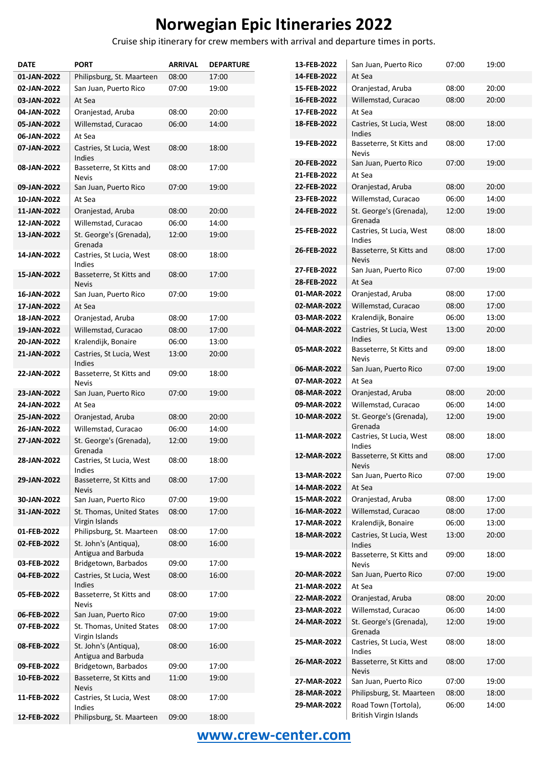# Norwegian Epic Itineraries 2022

Cruise ship itinerary for crew members with arrival and departure times in ports.

| DATE | PORT | ARRIVAL | DEPARTURE |
|---|---|---|---|
| 01-JAN-2022 | Philipsburg, St. Maarteen | 08:00 | 17:00 |
| 02-JAN-2022 | San Juan, Puerto Rico | 07:00 | 19:00 |
| 03-JAN-2022 | At Sea | | |
| 04-JAN-2022 | Oranjestad, Aruba | 08:00 | 20:00 |
| 05-JAN-2022 | Willemstad, Curacao | 06:00 | 14:00 |
| 06-JAN-2022 | At Sea | | |
| 07-JAN-2022 | Castries, St Lucia, West Indies | 08:00 | 18:00 |
| 08-JAN-2022 | Basseterre, St Kitts and Nevis | 08:00 | 17:00 |
| 09-JAN-2022 | San Juan, Puerto Rico | 07:00 | 19:00 |
| 10-JAN-2022 | At Sea | | |
| 11-JAN-2022 | Oranjestad, Aruba | 08:00 | 20:00 |
| 12-JAN-2022 | Willemstad, Curacao | 06:00 | 14:00 |
| 13-JAN-2022 | St. George's (Grenada), Grenada | 12:00 | 19:00 |
| 14-JAN-2022 | Castries, St Lucia, West Indies | 08:00 | 18:00 |
| 15-JAN-2022 | Basseterre, St Kitts and Nevis | 08:00 | 17:00 |
| 16-JAN-2022 | San Juan, Puerto Rico | 07:00 | 19:00 |
| 17-JAN-2022 | At Sea | | |
| 18-JAN-2022 | Oranjestad, Aruba | 08:00 | 17:00 |
| 19-JAN-2022 | Willemstad, Curacao | 08:00 | 17:00 |
| 20-JAN-2022 | Kralendijk, Bonaire | 06:00 | 13:00 |
| 21-JAN-2022 | Castries, St Lucia, West Indies | 13:00 | 20:00 |
| 22-JAN-2022 | Basseterre, St Kitts and Nevis | 09:00 | 18:00 |
| 23-JAN-2022 | San Juan, Puerto Rico | 07:00 | 19:00 |
| 24-JAN-2022 | At Sea | | |
| 25-JAN-2022 | Oranjestad, Aruba | 08:00 | 20:00 |
| 26-JAN-2022 | Willemstad, Curacao | 06:00 | 14:00 |
| 27-JAN-2022 | St. George's (Grenada), Grenada | 12:00 | 19:00 |
| 28-JAN-2022 | Castries, St Lucia, West Indies | 08:00 | 18:00 |
| 29-JAN-2022 | Basseterre, St Kitts and Nevis | 08:00 | 17:00 |
| 30-JAN-2022 | San Juan, Puerto Rico | 07:00 | 19:00 |
| 31-JAN-2022 | St. Thomas, United States Virgin Islands | 08:00 | 17:00 |
| 01-FEB-2022 | Philipsburg, St. Maarteen | 08:00 | 17:00 |
| 02-FEB-2022 | St. John's (Antiqua), Antigua and Barbuda | 08:00 | 16:00 |
| 03-FEB-2022 | Bridgetown, Barbados | 09:00 | 17:00 |
| 04-FEB-2022 | Castries, St Lucia, West Indies | 08:00 | 16:00 |
| 05-FEB-2022 | Basseterre, St Kitts and Nevis | 08:00 | 17:00 |
| 06-FEB-2022 | San Juan, Puerto Rico | 07:00 | 19:00 |
| 07-FEB-2022 | St. Thomas, United States Virgin Islands | 08:00 | 17:00 |
| 08-FEB-2022 | St. John's (Antiqua), Antigua and Barbuda | 08:00 | 16:00 |
| 09-FEB-2022 | Bridgetown, Barbados | 09:00 | 17:00 |
| 10-FEB-2022 | Basseterre, St Kitts and Nevis | 11:00 | 19:00 |
| 11-FEB-2022 | Castries, St Lucia, West Indies | 08:00 | 17:00 |
| 12-FEB-2022 | Philipsburg, St. Maarteen | 09:00 | 18:00 |
| 13-FEB-2022 | San Juan, Puerto Rico | 07:00 | 19:00 |
| 14-FEB-2022 | At Sea | | |
| 15-FEB-2022 | Oranjestad, Aruba | 08:00 | 20:00 |
| 16-FEB-2022 | Willemstad, Curacao | 08:00 | 20:00 |
| 17-FEB-2022 | At Sea | | |
| 18-FEB-2022 | Castries, St Lucia, West Indies | 08:00 | 18:00 |
| 19-FEB-2022 | Basseterre, St Kitts and Nevis | 08:00 | 17:00 |
| 20-FEB-2022 | San Juan, Puerto Rico | 07:00 | 19:00 |
| 21-FEB-2022 | At Sea | | |
| 22-FEB-2022 | Oranjestad, Aruba | 08:00 | 20:00 |
| 23-FEB-2022 | Willemstad, Curacao | 06:00 | 14:00 |
| 24-FEB-2022 | St. George's (Grenada), Grenada | 12:00 | 19:00 |
| 25-FEB-2022 | Castries, St Lucia, West Indies | 08:00 | 18:00 |
| 26-FEB-2022 | Basseterre, St Kitts and Nevis | 08:00 | 17:00 |
| 27-FEB-2022 | San Juan, Puerto Rico | 07:00 | 19:00 |
| 28-FEB-2022 | At Sea | | |
| 01-MAR-2022 | Oranjestad, Aruba | 08:00 | 17:00 |
| 02-MAR-2022 | Willemstad, Curacao | 08:00 | 17:00 |
| 03-MAR-2022 | Kralendijk, Bonaire | 06:00 | 13:00 |
| 04-MAR-2022 | Castries, St Lucia, West Indies | 13:00 | 20:00 |
| 05-MAR-2022 | Basseterre, St Kitts and Nevis | 09:00 | 18:00 |
| 06-MAR-2022 | San Juan, Puerto Rico | 07:00 | 19:00 |
| 07-MAR-2022 | At Sea | | |
| 08-MAR-2022 | Oranjestad, Aruba | 08:00 | 20:00 |
| 09-MAR-2022 | Willemstad, Curacao | 06:00 | 14:00 |
| 10-MAR-2022 | St. George's (Grenada), Grenada | 12:00 | 19:00 |
| 11-MAR-2022 | Castries, St Lucia, West Indies | 08:00 | 18:00 |
| 12-MAR-2022 | Basseterre, St Kitts and Nevis | 08:00 | 17:00 |
| 13-MAR-2022 | San Juan, Puerto Rico | 07:00 | 19:00 |
| 14-MAR-2022 | At Sea | | |
| 15-MAR-2022 | Oranjestad, Aruba | 08:00 | 17:00 |
| 16-MAR-2022 | Willemstad, Curacao | 08:00 | 17:00 |
| 17-MAR-2022 | Kralendijk, Bonaire | 06:00 | 13:00 |
| 18-MAR-2022 | Castries, St Lucia, West Indies | 13:00 | 20:00 |
| 19-MAR-2022 | Basseterre, St Kitts and Nevis | 09:00 | 18:00 |
| 20-MAR-2022 | San Juan, Puerto Rico | 07:00 | 19:00 |
| 21-MAR-2022 | At Sea | | |
| 22-MAR-2022 | Oranjestad, Aruba | 08:00 | 20:00 |
| 23-MAR-2022 | Willemstad, Curacao | 06:00 | 14:00 |
| 24-MAR-2022 | St. George's (Grenada), Grenada | 12:00 | 19:00 |
| 25-MAR-2022 | Castries, St Lucia, West Indies | 08:00 | 18:00 |
| 26-MAR-2022 | Basseterre, St Kitts and Nevis | 08:00 | 17:00 |
| 27-MAR-2022 | San Juan, Puerto Rico | 07:00 | 19:00 |
| 28-MAR-2022 | Philipsburg, St. Maarteen | 08:00 | 18:00 |
| 29-MAR-2022 | Road Town (Tortola), British Virgin Islands | 06:00 | 14:00 |

www.crew-center.com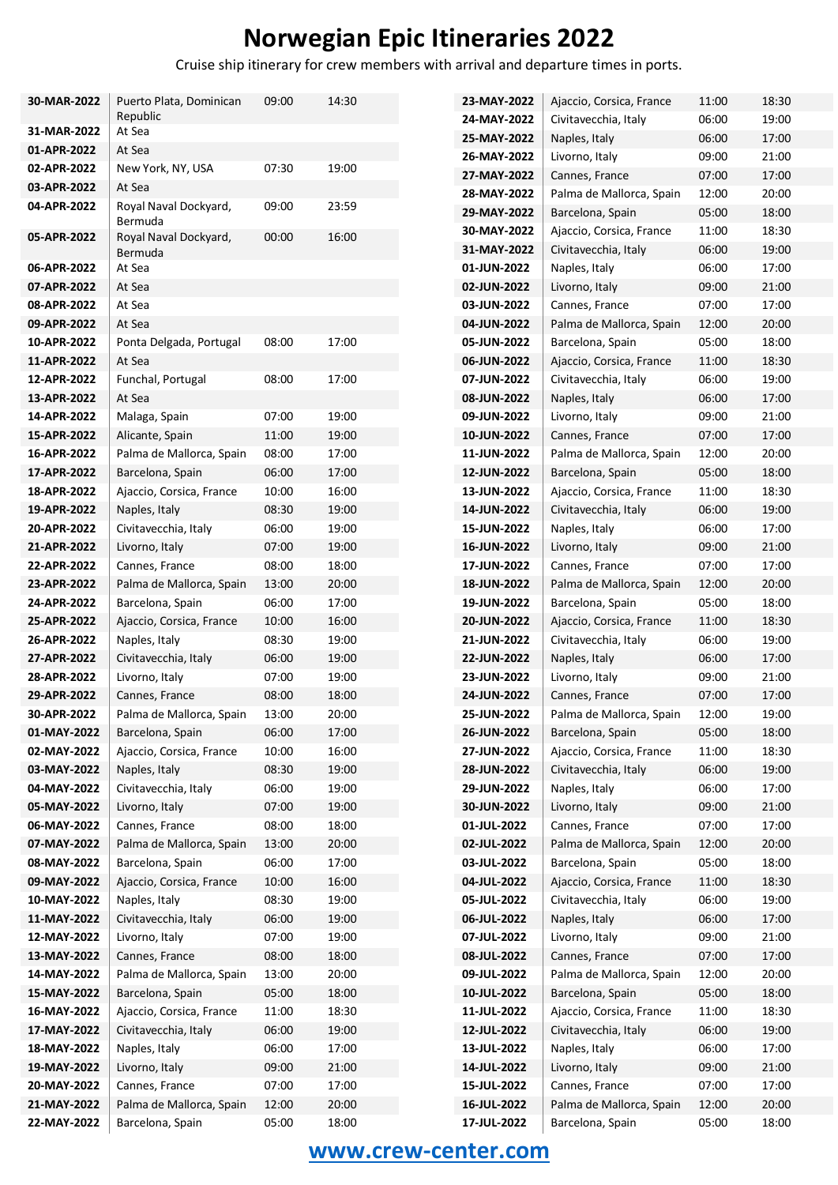# Norwegian Epic Itineraries 2022

Cruise ship itinerary for crew members with arrival and departure times in ports.

| Date | Port | Arrival | Departure |
|---|---|---|---|
| 30-MAR-2022 | Puerto Plata, Dominican Republic | 09:00 | 14:30 |
| 31-MAR-2022 | At Sea | | |
| 01-APR-2022 | At Sea | | |
| 02-APR-2022 | New York, NY, USA | 07:30 | 19:00 |
| 03-APR-2022 | At Sea | | |
| 04-APR-2022 | Royal Naval Dockyard, Bermuda | 09:00 | 23:59 |
| 05-APR-2022 | Royal Naval Dockyard, Bermuda | 00:00 | 16:00 |
| 06-APR-2022 | At Sea | | |
| 07-APR-2022 | At Sea | | |
| 08-APR-2022 | At Sea | | |
| 09-APR-2022 | At Sea | | |
| 10-APR-2022 | Ponta Delgada, Portugal | 08:00 | 17:00 |
| 11-APR-2022 | At Sea | | |
| 12-APR-2022 | Funchal, Portugal | 08:00 | 17:00 |
| 13-APR-2022 | At Sea | | |
| 14-APR-2022 | Malaga, Spain | 07:00 | 19:00 |
| 15-APR-2022 | Alicante, Spain | 11:00 | 19:00 |
| 16-APR-2022 | Palma de Mallorca, Spain | 08:00 | 17:00 |
| 17-APR-2022 | Barcelona, Spain | 06:00 | 17:00 |
| 18-APR-2022 | Ajaccio, Corsica, France | 10:00 | 16:00 |
| 19-APR-2022 | Naples, Italy | 08:30 | 19:00 |
| 20-APR-2022 | Civitavecchia, Italy | 06:00 | 19:00 |
| 21-APR-2022 | Livorno, Italy | 07:00 | 19:00 |
| 22-APR-2022 | Cannes, France | 08:00 | 18:00 |
| 23-APR-2022 | Palma de Mallorca, Spain | 13:00 | 20:00 |
| 24-APR-2022 | Barcelona, Spain | 06:00 | 17:00 |
| 25-APR-2022 | Ajaccio, Corsica, France | 10:00 | 16:00 |
| 26-APR-2022 | Naples, Italy | 08:30 | 19:00 |
| 27-APR-2022 | Civitavecchia, Italy | 06:00 | 19:00 |
| 28-APR-2022 | Livorno, Italy | 07:00 | 19:00 |
| 29-APR-2022 | Cannes, France | 08:00 | 18:00 |
| 30-APR-2022 | Palma de Mallorca, Spain | 13:00 | 20:00 |
| 01-MAY-2022 | Barcelona, Spain | 06:00 | 17:00 |
| 02-MAY-2022 | Ajaccio, Corsica, France | 10:00 | 16:00 |
| 03-MAY-2022 | Naples, Italy | 08:30 | 19:00 |
| 04-MAY-2022 | Civitavecchia, Italy | 06:00 | 19:00 |
| 05-MAY-2022 | Livorno, Italy | 07:00 | 19:00 |
| 06-MAY-2022 | Cannes, France | 08:00 | 18:00 |
| 07-MAY-2022 | Palma de Mallorca, Spain | 13:00 | 20:00 |
| 08-MAY-2022 | Barcelona, Spain | 06:00 | 17:00 |
| 09-MAY-2022 | Ajaccio, Corsica, France | 10:00 | 16:00 |
| 10-MAY-2022 | Naples, Italy | 08:30 | 19:00 |
| 11-MAY-2022 | Civitavecchia, Italy | 06:00 | 19:00 |
| 12-MAY-2022 | Livorno, Italy | 07:00 | 19:00 |
| 13-MAY-2022 | Cannes, France | 08:00 | 18:00 |
| 14-MAY-2022 | Palma de Mallorca, Spain | 13:00 | 20:00 |
| 15-MAY-2022 | Barcelona, Spain | 05:00 | 18:00 |
| 16-MAY-2022 | Ajaccio, Corsica, France | 11:00 | 18:30 |
| 17-MAY-2022 | Civitavecchia, Italy | 06:00 | 19:00 |
| 18-MAY-2022 | Naples, Italy | 06:00 | 17:00 |
| 19-MAY-2022 | Livorno, Italy | 09:00 | 21:00 |
| 20-MAY-2022 | Cannes, France | 07:00 | 17:00 |
| 21-MAY-2022 | Palma de Mallorca, Spain | 12:00 | 20:00 |
| 22-MAY-2022 | Barcelona, Spain | 05:00 | 18:00 |
| 23-MAY-2022 | Ajaccio, Corsica, France | 11:00 | 18:30 |
| 24-MAY-2022 | Civitavecchia, Italy | 06:00 | 19:00 |
| 25-MAY-2022 | Naples, Italy | 06:00 | 17:00 |
| 26-MAY-2022 | Livorno, Italy | 09:00 | 21:00 |
| 27-MAY-2022 | Cannes, France | 07:00 | 17:00 |
| 28-MAY-2022 | Palma de Mallorca, Spain | 12:00 | 20:00 |
| 29-MAY-2022 | Barcelona, Spain | 05:00 | 18:00 |
| 30-MAY-2022 | Ajaccio, Corsica, France | 11:00 | 18:30 |
| 31-MAY-2022 | Civitavecchia, Italy | 06:00 | 19:00 |
| 01-JUN-2022 | Naples, Italy | 06:00 | 17:00 |
| 02-JUN-2022 | Livorno, Italy | 09:00 | 21:00 |
| 03-JUN-2022 | Cannes, France | 07:00 | 17:00 |
| 04-JUN-2022 | Palma de Mallorca, Spain | 12:00 | 20:00 |
| 05-JUN-2022 | Barcelona, Spain | 05:00 | 18:00 |
| 06-JUN-2022 | Ajaccio, Corsica, France | 11:00 | 18:30 |
| 07-JUN-2022 | Civitavecchia, Italy | 06:00 | 19:00 |
| 08-JUN-2022 | Naples, Italy | 06:00 | 17:00 |
| 09-JUN-2022 | Livorno, Italy | 09:00 | 21:00 |
| 10-JUN-2022 | Cannes, France | 07:00 | 17:00 |
| 11-JUN-2022 | Palma de Mallorca, Spain | 12:00 | 20:00 |
| 12-JUN-2022 | Barcelona, Spain | 05:00 | 18:00 |
| 13-JUN-2022 | Ajaccio, Corsica, France | 11:00 | 18:30 |
| 14-JUN-2022 | Civitavecchia, Italy | 06:00 | 19:00 |
| 15-JUN-2022 | Naples, Italy | 06:00 | 17:00 |
| 16-JUN-2022 | Livorno, Italy | 09:00 | 21:00 |
| 17-JUN-2022 | Cannes, France | 07:00 | 17:00 |
| 18-JUN-2022 | Palma de Mallorca, Spain | 12:00 | 20:00 |
| 19-JUN-2022 | Barcelona, Spain | 05:00 | 18:00 |
| 20-JUN-2022 | Ajaccio, Corsica, France | 11:00 | 18:30 |
| 21-JUN-2022 | Civitavecchia, Italy | 06:00 | 19:00 |
| 22-JUN-2022 | Naples, Italy | 06:00 | 17:00 |
| 23-JUN-2022 | Livorno, Italy | 09:00 | 21:00 |
| 24-JUN-2022 | Cannes, France | 07:00 | 17:00 |
| 25-JUN-2022 | Palma de Mallorca, Spain | 12:00 | 19:00 |
| 26-JUN-2022 | Barcelona, Spain | 05:00 | 18:00 |
| 27-JUN-2022 | Ajaccio, Corsica, France | 11:00 | 18:30 |
| 28-JUN-2022 | Civitavecchia, Italy | 06:00 | 19:00 |
| 29-JUN-2022 | Naples, Italy | 06:00 | 17:00 |
| 30-JUN-2022 | Livorno, Italy | 09:00 | 21:00 |
| 01-JUL-2022 | Cannes, France | 07:00 | 17:00 |
| 02-JUL-2022 | Palma de Mallorca, Spain | 12:00 | 20:00 |
| 03-JUL-2022 | Barcelona, Spain | 05:00 | 18:00 |
| 04-JUL-2022 | Ajaccio, Corsica, France | 11:00 | 18:30 |
| 05-JUL-2022 | Civitavecchia, Italy | 06:00 | 19:00 |
| 06-JUL-2022 | Naples, Italy | 06:00 | 17:00 |
| 07-JUL-2022 | Livorno, Italy | 09:00 | 21:00 |
| 08-JUL-2022 | Cannes, France | 07:00 | 17:00 |
| 09-JUL-2022 | Palma de Mallorca, Spain | 12:00 | 20:00 |
| 10-JUL-2022 | Barcelona, Spain | 05:00 | 18:00 |
| 11-JUL-2022 | Ajaccio, Corsica, France | 11:00 | 18:30 |
| 12-JUL-2022 | Civitavecchia, Italy | 06:00 | 19:00 |
| 13-JUL-2022 | Naples, Italy | 06:00 | 17:00 |
| 14-JUL-2022 | Livorno, Italy | 09:00 | 21:00 |
| 15-JUL-2022 | Cannes, France | 07:00 | 17:00 |
| 16-JUL-2022 | Palma de Mallorca, Spain | 12:00 | 20:00 |
| 17-JUL-2022 | Barcelona, Spain | 05:00 | 18:00 |

**www.crew-center.com**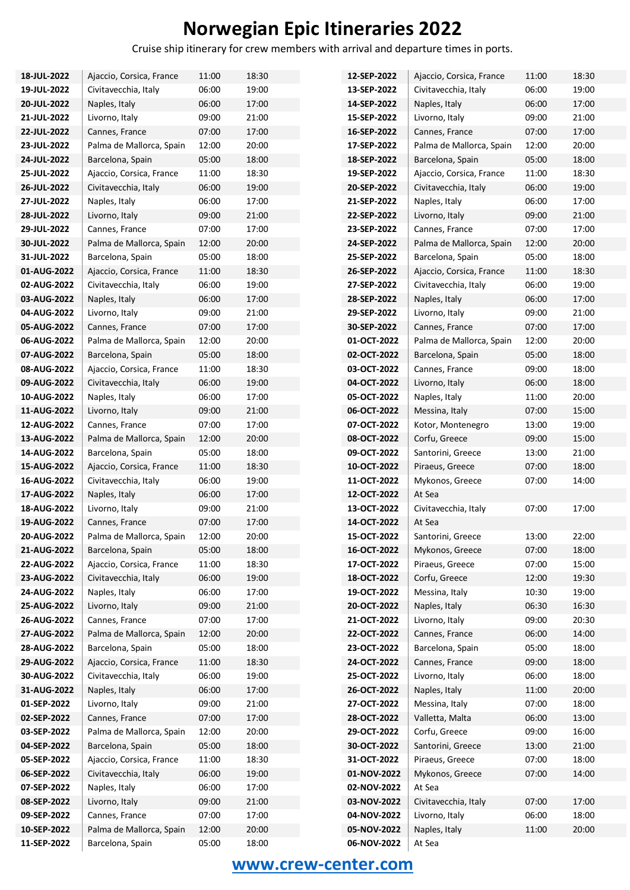# Norwegian Epic Itineraries 2022

Cruise ship itinerary for crew members with arrival and departure times in ports.

| Date | Port | Arrival | Departure |
|---|---|---|---|
| 18-JUL-2022 | Ajaccio, Corsica, France | 11:00 | 18:30 |
| 19-JUL-2022 | Civitavecchia, Italy | 06:00 | 19:00 |
| 20-JUL-2022 | Naples, Italy | 06:00 | 17:00 |
| 21-JUL-2022 | Livorno, Italy | 09:00 | 21:00 |
| 22-JUL-2022 | Cannes, France | 07:00 | 17:00 |
| 23-JUL-2022 | Palma de Mallorca, Spain | 12:00 | 20:00 |
| 24-JUL-2022 | Barcelona, Spain | 05:00 | 18:00 |
| 25-JUL-2022 | Ajaccio, Corsica, France | 11:00 | 18:30 |
| 26-JUL-2022 | Civitavecchia, Italy | 06:00 | 19:00 |
| 27-JUL-2022 | Naples, Italy | 06:00 | 17:00 |
| 28-JUL-2022 | Livorno, Italy | 09:00 | 21:00 |
| 29-JUL-2022 | Cannes, France | 07:00 | 17:00 |
| 30-JUL-2022 | Palma de Mallorca, Spain | 12:00 | 20:00 |
| 31-JUL-2022 | Barcelona, Spain | 05:00 | 18:00 |
| 01-AUG-2022 | Ajaccio, Corsica, France | 11:00 | 18:30 |
| 02-AUG-2022 | Civitavecchia, Italy | 06:00 | 19:00 |
| 03-AUG-2022 | Naples, Italy | 06:00 | 17:00 |
| 04-AUG-2022 | Livorno, Italy | 09:00 | 21:00 |
| 05-AUG-2022 | Cannes, France | 07:00 | 17:00 |
| 06-AUG-2022 | Palma de Mallorca, Spain | 12:00 | 20:00 |
| 07-AUG-2022 | Barcelona, Spain | 05:00 | 18:00 |
| 08-AUG-2022 | Ajaccio, Corsica, France | 11:00 | 18:30 |
| 09-AUG-2022 | Civitavecchia, Italy | 06:00 | 19:00 |
| 10-AUG-2022 | Naples, Italy | 06:00 | 17:00 |
| 11-AUG-2022 | Livorno, Italy | 09:00 | 21:00 |
| 12-AUG-2022 | Cannes, France | 07:00 | 17:00 |
| 13-AUG-2022 | Palma de Mallorca, Spain | 12:00 | 20:00 |
| 14-AUG-2022 | Barcelona, Spain | 05:00 | 18:00 |
| 15-AUG-2022 | Ajaccio, Corsica, France | 11:00 | 18:30 |
| 16-AUG-2022 | Civitavecchia, Italy | 06:00 | 19:00 |
| 17-AUG-2022 | Naples, Italy | 06:00 | 17:00 |
| 18-AUG-2022 | Livorno, Italy | 09:00 | 21:00 |
| 19-AUG-2022 | Cannes, France | 07:00 | 17:00 |
| 20-AUG-2022 | Palma de Mallorca, Spain | 12:00 | 20:00 |
| 21-AUG-2022 | Barcelona, Spain | 05:00 | 18:00 |
| 22-AUG-2022 | Ajaccio, Corsica, France | 11:00 | 18:30 |
| 23-AUG-2022 | Civitavecchia, Italy | 06:00 | 19:00 |
| 24-AUG-2022 | Naples, Italy | 06:00 | 17:00 |
| 25-AUG-2022 | Livorno, Italy | 09:00 | 21:00 |
| 26-AUG-2022 | Cannes, France | 07:00 | 17:00 |
| 27-AUG-2022 | Palma de Mallorca, Spain | 12:00 | 20:00 |
| 28-AUG-2022 | Barcelona, Spain | 05:00 | 18:00 |
| 29-AUG-2022 | Ajaccio, Corsica, France | 11:00 | 18:30 |
| 30-AUG-2022 | Civitavecchia, Italy | 06:00 | 19:00 |
| 31-AUG-2022 | Naples, Italy | 06:00 | 17:00 |
| 01-SEP-2022 | Livorno, Italy | 09:00 | 21:00 |
| 02-SEP-2022 | Cannes, France | 07:00 | 17:00 |
| 03-SEP-2022 | Palma de Mallorca, Spain | 12:00 | 20:00 |
| 04-SEP-2022 | Barcelona, Spain | 05:00 | 18:00 |
| 05-SEP-2022 | Ajaccio, Corsica, France | 11:00 | 18:30 |
| 06-SEP-2022 | Civitavecchia, Italy | 06:00 | 19:00 |
| 07-SEP-2022 | Naples, Italy | 06:00 | 17:00 |
| 08-SEP-2022 | Livorno, Italy | 09:00 | 21:00 |
| 09-SEP-2022 | Cannes, France | 07:00 | 17:00 |
| 10-SEP-2022 | Palma de Mallorca, Spain | 12:00 | 20:00 |
| 11-SEP-2022 | Barcelona, Spain | 05:00 | 18:00 |
| 12-SEP-2022 | Ajaccio, Corsica, France | 11:00 | 18:30 |
| 13-SEP-2022 | Civitavecchia, Italy | 06:00 | 19:00 |
| 14-SEP-2022 | Naples, Italy | 06:00 | 17:00 |
| 15-SEP-2022 | Livorno, Italy | 09:00 | 21:00 |
| 16-SEP-2022 | Cannes, France | 07:00 | 17:00 |
| 17-SEP-2022 | Palma de Mallorca, Spain | 12:00 | 20:00 |
| 18-SEP-2022 | Barcelona, Spain | 05:00 | 18:00 |
| 19-SEP-2022 | Ajaccio, Corsica, France | 11:00 | 18:30 |
| 20-SEP-2022 | Civitavecchia, Italy | 06:00 | 19:00 |
| 21-SEP-2022 | Naples, Italy | 06:00 | 17:00 |
| 22-SEP-2022 | Livorno, Italy | 09:00 | 21:00 |
| 23-SEP-2022 | Cannes, France | 07:00 | 17:00 |
| 24-SEP-2022 | Palma de Mallorca, Spain | 12:00 | 20:00 |
| 25-SEP-2022 | Barcelona, Spain | 05:00 | 18:00 |
| 26-SEP-2022 | Ajaccio, Corsica, France | 11:00 | 18:30 |
| 27-SEP-2022 | Civitavecchia, Italy | 06:00 | 19:00 |
| 28-SEP-2022 | Naples, Italy | 06:00 | 17:00 |
| 29-SEP-2022 | Livorno, Italy | 09:00 | 21:00 |
| 30-SEP-2022 | Cannes, France | 07:00 | 17:00 |
| 01-OCT-2022 | Palma de Mallorca, Spain | 12:00 | 20:00 |
| 02-OCT-2022 | Barcelona, Spain | 05:00 | 18:00 |
| 03-OCT-2022 | Cannes, France | 09:00 | 18:00 |
| 04-OCT-2022 | Livorno, Italy | 06:00 | 18:00 |
| 05-OCT-2022 | Naples, Italy | 11:00 | 20:00 |
| 06-OCT-2022 | Messina, Italy | 07:00 | 15:00 |
| 07-OCT-2022 | Kotor, Montenegro | 13:00 | 19:00 |
| 08-OCT-2022 | Corfu, Greece | 09:00 | 15:00 |
| 09-OCT-2022 | Santorini, Greece | 13:00 | 21:00 |
| 10-OCT-2022 | Piraeus, Greece | 07:00 | 18:00 |
| 11-OCT-2022 | Mykonos, Greece | 07:00 | 14:00 |
| 12-OCT-2022 | At Sea | | |
| 13-OCT-2022 | Civitavecchia, Italy | 07:00 | 17:00 |
| 14-OCT-2022 | At Sea | | |
| 15-OCT-2022 | Santorini, Greece | 13:00 | 22:00 |
| 16-OCT-2022 | Mykonos, Greece | 07:00 | 18:00 |
| 17-OCT-2022 | Piraeus, Greece | 07:00 | 15:00 |
| 18-OCT-2022 | Corfu, Greece | 12:00 | 19:30 |
| 19-OCT-2022 | Messina, Italy | 10:30 | 19:00 |
| 20-OCT-2022 | Naples, Italy | 06:30 | 16:30 |
| 21-OCT-2022 | Livorno, Italy | 09:00 | 20:30 |
| 22-OCT-2022 | Cannes, France | 06:00 | 14:00 |
| 23-OCT-2022 | Barcelona, Spain | 05:00 | 18:00 |
| 24-OCT-2022 | Cannes, France | 09:00 | 18:00 |
| 25-OCT-2022 | Livorno, Italy | 06:00 | 18:00 |
| 26-OCT-2022 | Naples, Italy | 11:00 | 20:00 |
| 27-OCT-2022 | Messina, Italy | 07:00 | 18:00 |
| 28-OCT-2022 | Valletta, Malta | 06:00 | 13:00 |
| 29-OCT-2022 | Corfu, Greece | 09:00 | 16:00 |
| 30-OCT-2022 | Santorini, Greece | 13:00 | 21:00 |
| 31-OCT-2022 | Piraeus, Greece | 07:00 | 18:00 |
| 01-NOV-2022 | Mykonos, Greece | 07:00 | 14:00 |
| 02-NOV-2022 | At Sea | | |
| 03-NOV-2022 | Civitavecchia, Italy | 07:00 | 17:00 |
| 04-NOV-2022 | Livorno, Italy | 06:00 | 18:00 |
| 05-NOV-2022 | Naples, Italy | 11:00 | 20:00 |
| 06-NOV-2022 | At Sea | | |

www.crew-center.com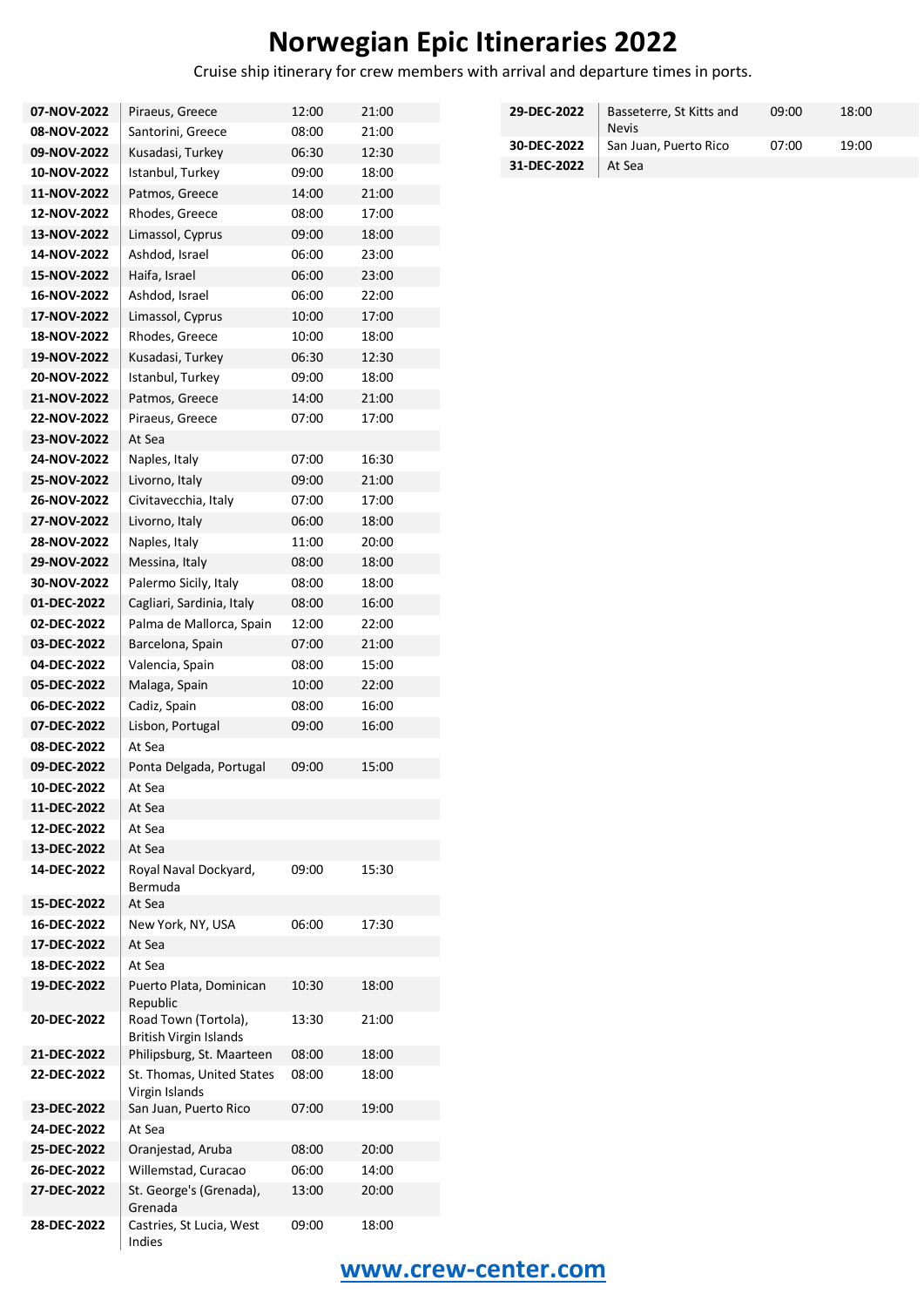# Norwegian Epic Itineraries 2022

Cruise ship itinerary for crew members with arrival and departure times in ports.

| | | | |
|---|---|---|---|
| 07-NOV-2022 | Piraeus, Greece | 12:00 | 21:00 |
| 08-NOV-2022 | Santorini, Greece | 08:00 | 21:00 |
| 09-NOV-2022 | Kusadasi, Turkey | 06:30 | 12:30 |
| 10-NOV-2022 | Istanbul, Turkey | 09:00 | 18:00 |
| 11-NOV-2022 | Patmos, Greece | 14:00 | 21:00 |
| 12-NOV-2022 | Rhodes, Greece | 08:00 | 17:00 |
| 13-NOV-2022 | Limassol, Cyprus | 09:00 | 18:00 |
| 14-NOV-2022 | Ashdod, Israel | 06:00 | 23:00 |
| 15-NOV-2022 | Haifa, Israel | 06:00 | 23:00 |
| 16-NOV-2022 | Ashdod, Israel | 06:00 | 22:00 |
| 17-NOV-2022 | Limassol, Cyprus | 10:00 | 17:00 |
| 18-NOV-2022 | Rhodes, Greece | 10:00 | 18:00 |
| 19-NOV-2022 | Kusadasi, Turkey | 06:30 | 12:30 |
| 20-NOV-2022 | Istanbul, Turkey | 09:00 | 18:00 |
| 21-NOV-2022 | Patmos, Greece | 14:00 | 21:00 |
| 22-NOV-2022 | Piraeus, Greece | 07:00 | 17:00 |
| 23-NOV-2022 | At Sea | | |
| 24-NOV-2022 | Naples, Italy | 07:00 | 16:30 |
| 25-NOV-2022 | Livorno, Italy | 09:00 | 21:00 |
| 26-NOV-2022 | Civitavecchia, Italy | 07:00 | 17:00 |
| 27-NOV-2022 | Livorno, Italy | 06:00 | 18:00 |
| 28-NOV-2022 | Naples, Italy | 11:00 | 20:00 |
| 29-NOV-2022 | Messina, Italy | 08:00 | 18:00 |
| 30-NOV-2022 | Palermo Sicily, Italy | 08:00 | 18:00 |
| 01-DEC-2022 | Cagliari, Sardinia, Italy | 08:00 | 16:00 |
| 02-DEC-2022 | Palma de Mallorca, Spain | 12:00 | 22:00 |
| 03-DEC-2022 | Barcelona, Spain | 07:00 | 21:00 |
| 04-DEC-2022 | Valencia, Spain | 08:00 | 15:00 |
| 05-DEC-2022 | Malaga, Spain | 10:00 | 22:00 |
| 06-DEC-2022 | Cadiz, Spain | 08:00 | 16:00 |
| 07-DEC-2022 | Lisbon, Portugal | 09:00 | 16:00 |
| 08-DEC-2022 | At Sea | | |
| 09-DEC-2022 | Ponta Delgada, Portugal | 09:00 | 15:00 |
| 10-DEC-2022 | At Sea | | |
| 11-DEC-2022 | At Sea | | |
| 12-DEC-2022 | At Sea | | |
| 13-DEC-2022 | At Sea | | |
| 14-DEC-2022 | Royal Naval Dockyard, Bermuda | 09:00 | 15:30 |
| 15-DEC-2022 | At Sea | | |
| 16-DEC-2022 | New York, NY, USA | 06:00 | 17:30 |
| 17-DEC-2022 | At Sea | | |
| 18-DEC-2022 | At Sea | | |
| 19-DEC-2022 | Puerto Plata, Dominican Republic | 10:30 | 18:00 |
| 20-DEC-2022 | Road Town (Tortola), British Virgin Islands | 13:30 | 21:00 |
| 21-DEC-2022 | Philipsburg, St. Maarteen | 08:00 | 18:00 |
| 22-DEC-2022 | St. Thomas, United States Virgin Islands | 08:00 | 18:00 |
| 23-DEC-2022 | San Juan, Puerto Rico | 07:00 | 19:00 |
| 24-DEC-2022 | At Sea | | |
| 25-DEC-2022 | Oranjestad, Aruba | 08:00 | 20:00 |
| 26-DEC-2022 | Willemstad, Curacao | 06:00 | 14:00 |
| 27-DEC-2022 | St. George's (Grenada), Grenada | 13:00 | 20:00 |
| 28-DEC-2022 | Castries, St Lucia, West Indies | 09:00 | 18:00 |
| 29-DEC-2022 | Basseterre, St Kitts and Nevis | 09:00 | 18:00 |
| 30-DEC-2022 | San Juan, Puerto Rico | 07:00 | 19:00 |
| 31-DEC-2022 | At Sea | | |

**www.crew-center.com**